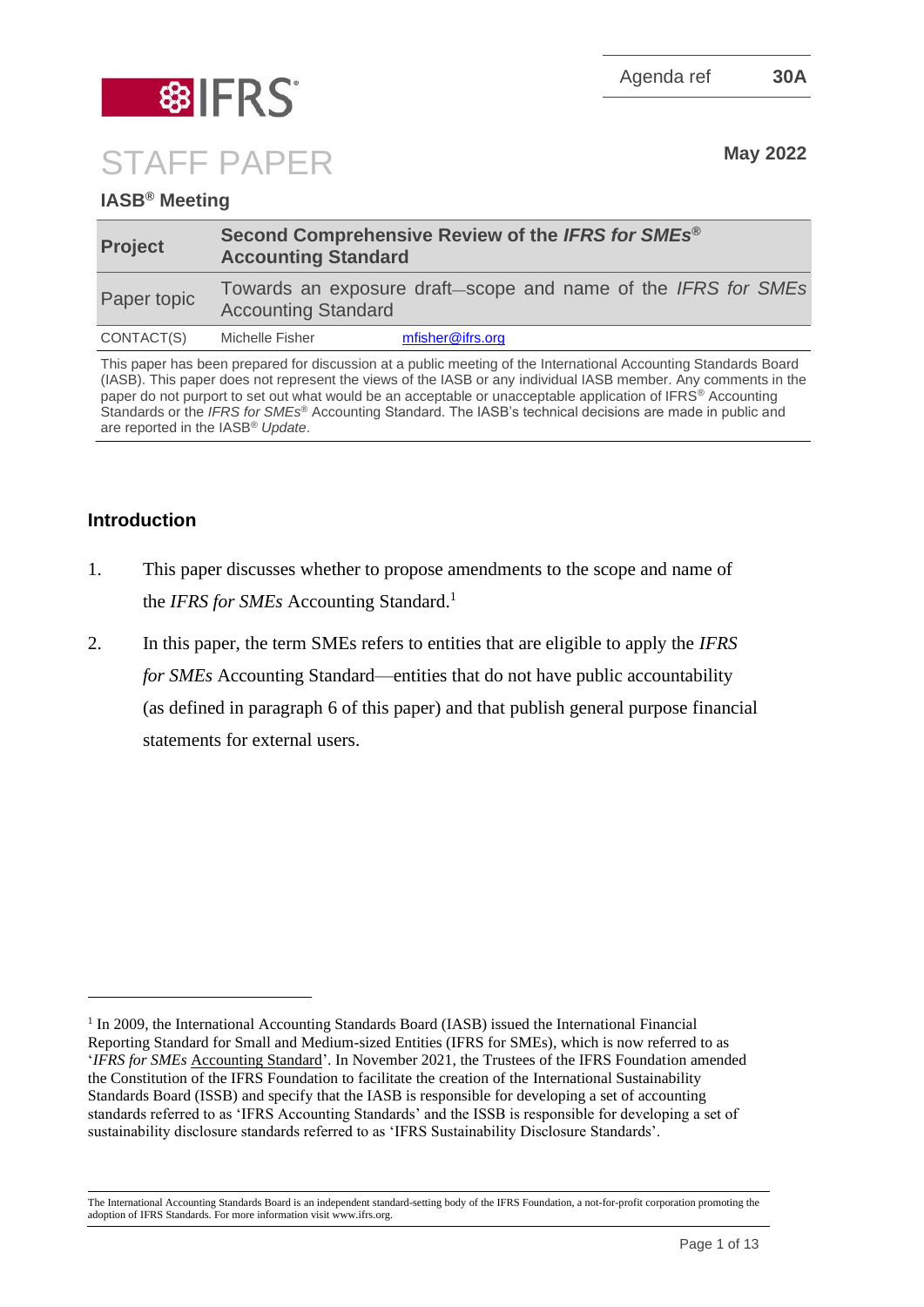Agenda ref **30A**

# STAFF PAPER

**May 2022**

## IASB® Meeting

| **Project** | **Second Comprehensive Review of the *IFRS for SMEs®* Accounting Standard** |
|---|---|
| Paper topic | Towards an exposure draft—scope and name of the *IFRS for SMEs* Accounting Standard |
| CONTACT(S) | Michelle Fisher mfisher@ifrs.org |

This paper has been prepared for discussion at a public meeting of the International Accounting Standards Board (IASB). This paper does not represent the views of the IASB or any individual IASB member. Any comments in the paper do not purport to set out what would be an acceptable or unacceptable application of IFRS® Accounting Standards or the *IFRS for SMEs®* Accounting Standard. The IASB's technical decisions are made in public and are reported in the IASB® *Update*.

## Introduction

1. This paper discusses whether to propose amendments to the scope and name of the *IFRS for SMEs* Accounting Standard.[1]

2. In this paper, the term SMEs refers to entities that are eligible to apply the *IFRS for SMEs* Accounting Standard—entities that do not have public accountability (as defined in paragraph 6 of this paper) and that publish general purpose financial statements for external users.

[1] In 2009, the International Accounting Standards Board (IASB) issued the International Financial Reporting Standard for Small and Medium-sized Entities (IFRS for SMEs), which is now referred to as '*IFRS for SMEs* Accounting Standard'. In November 2021, the Trustees of the IFRS Foundation amended the Constitution of the IFRS Foundation to facilitate the creation of the International Sustainability Standards Board (ISSB) and specify that the IASB is responsible for developing a set of accounting standards referred to as 'IFRS Accounting Standards' and the ISSB is responsible for developing a set of sustainability disclosure standards referred to as 'IFRS Sustainability Disclosure Standards'.

The International Accounting Standards Board is an independent standard-setting body of the IFRS Foundation, a not-for-profit corporation promoting the adoption of IFRS Standards. For more information visit www.ifrs.org.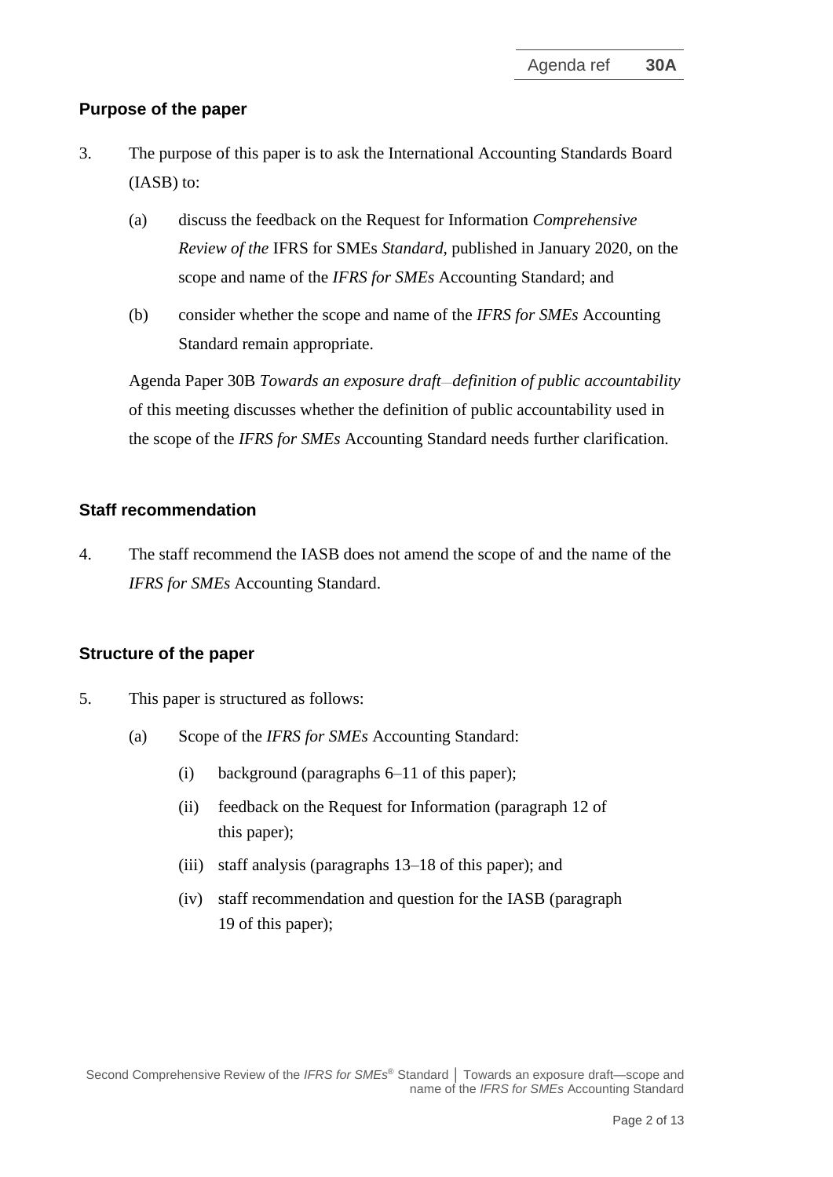## Purpose of the paper

3. The purpose of this paper is to ask the International Accounting Standards Board (IASB) to:

   (a) discuss the feedback on the Request for Information *Comprehensive Review of the* IFRS for SMEs *Standard*, published in January 2020, on the scope and name of the *IFRS for SMEs* Accounting Standard; and

   (b) consider whether the scope and name of the *IFRS for SMEs* Accounting Standard remain appropriate.

   Agenda Paper 30B *Towards an exposure draft—definition of public accountability* of this meeting discusses whether the definition of public accountability used in the scope of the *IFRS for SMEs* Accounting Standard needs further clarification.

## Staff recommendation

4. The staff recommend the IASB does not amend the scope of and the name of the *IFRS for SMEs* Accounting Standard.

## Structure of the paper

5. This paper is structured as follows:

   (a) Scope of the *IFRS for SMEs* Accounting Standard:

      (i) background (paragraphs 6–11 of this paper);

      (ii) feedback on the Request for Information (paragraph 12 of this paper);

      (iii) staff analysis (paragraphs 13–18 of this paper); and

      (iv) staff recommendation and question for the IASB (paragraph 19 of this paper);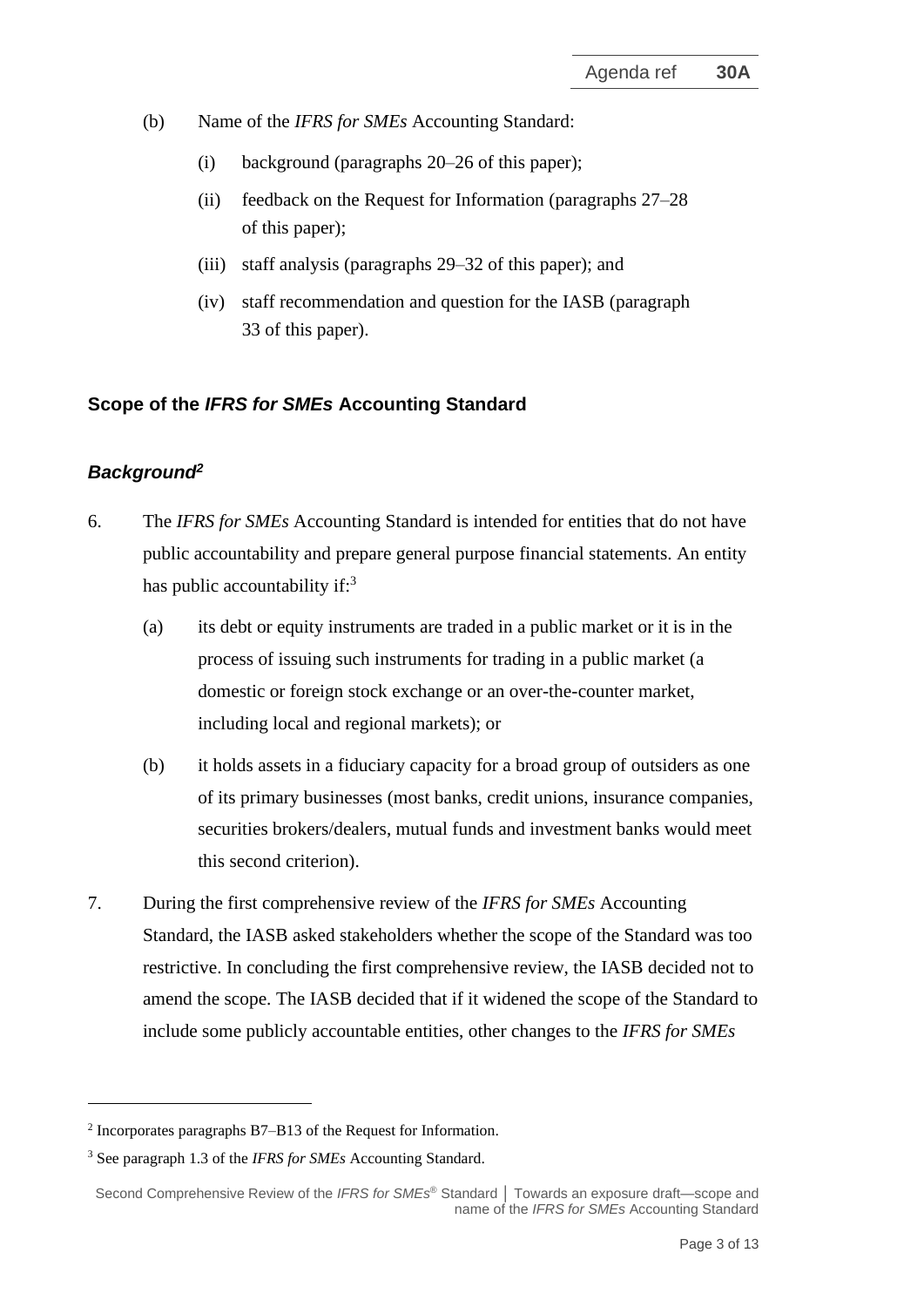(b) Name of the *IFRS for SMEs* Accounting Standard:

(i) background (paragraphs 20–26 of this paper);

(ii) feedback on the Request for Information (paragraphs 27–28 of this paper);

(iii) staff analysis (paragraphs 29–32 of this paper); and

(iv) staff recommendation and question for the IASB (paragraph 33 of this paper).

## Scope of the *IFRS for SMEs* Accounting Standard

### *Background*[2]

6. The *IFRS for SMEs* Accounting Standard is intended for entities that do not have public accountability and prepare general purpose financial statements. An entity has public accountability if:[3]

   (a) its debt or equity instruments are traded in a public market or it is in the process of issuing such instruments for trading in a public market (a domestic or foreign stock exchange or an over-the-counter market, including local and regional markets); or

   (b) it holds assets in a fiduciary capacity for a broad group of outsiders as one of its primary businesses (most banks, credit unions, insurance companies, securities brokers/dealers, mutual funds and investment banks would meet this second criterion).

7. During the first comprehensive review of the *IFRS for SMEs* Accounting Standard, the IASB asked stakeholders whether the scope of the Standard was too restrictive. In concluding the first comprehensive review, the IASB decided not to amend the scope. The IASB decided that if it widened the scope of the Standard to include some publicly accountable entities, other changes to the *IFRS for SMEs*

---

[2] Incorporates paragraphs B7–B13 of the Request for Information.

[3] See paragraph 1.3 of the *IFRS for SMEs* Accounting Standard.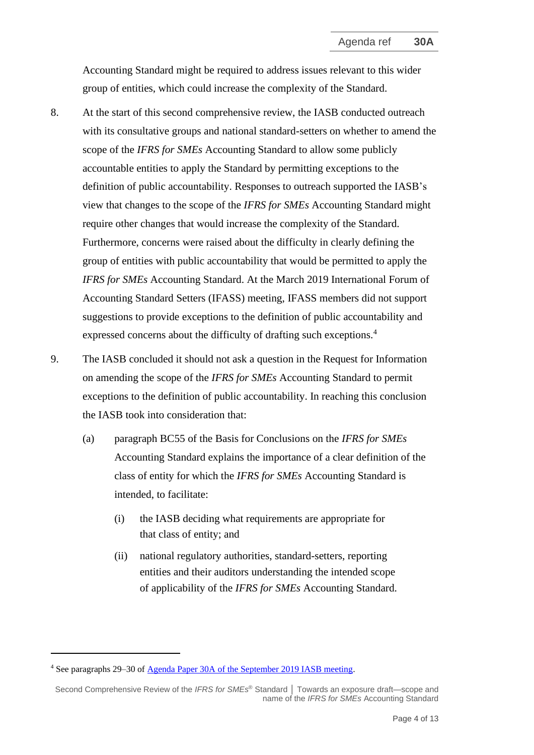Accounting Standard might be required to address issues relevant to this wider group of entities, which could increase the complexity of the Standard.

8. At the start of this second comprehensive review, the IASB conducted outreach with its consultative groups and national standard-setters on whether to amend the scope of the *IFRS for SMEs* Accounting Standard to allow some publicly accountable entities to apply the Standard by permitting exceptions to the definition of public accountability. Responses to outreach supported the IASB's view that changes to the scope of the *IFRS for SMEs* Accounting Standard might require other changes that would increase the complexity of the Standard. Furthermore, concerns were raised about the difficulty in clearly defining the group of entities with public accountability that would be permitted to apply the *IFRS for SMEs* Accounting Standard. At the March 2019 International Forum of Accounting Standard Setters (IFASS) meeting, IFASS members did not support suggestions to provide exceptions to the definition of public accountability and expressed concerns about the difficulty of drafting such exceptions.[4]

9. The IASB concluded it should not ask a question in the Request for Information on amending the scope of the *IFRS for SMEs* Accounting Standard to permit exceptions to the definition of public accountability. In reaching this conclusion the IASB took into consideration that:

   (a) paragraph BC55 of the Basis for Conclusions on the *IFRS for SMEs* Accounting Standard explains the importance of a clear definition of the class of entity for which the *IFRS for SMEs* Accounting Standard is intended, to facilitate:

      (i) the IASB deciding what requirements are appropriate for that class of entity; and

      (ii) national regulatory authorities, standard-setters, reporting entities and their auditors understanding the intended scope of applicability of the *IFRS for SMEs* Accounting Standard.

[4] See paragraphs 29–30 of [Agenda Paper 30A of the September 2019 IASB meeting](Agenda Paper 30A of the September 2019 IASB meeting).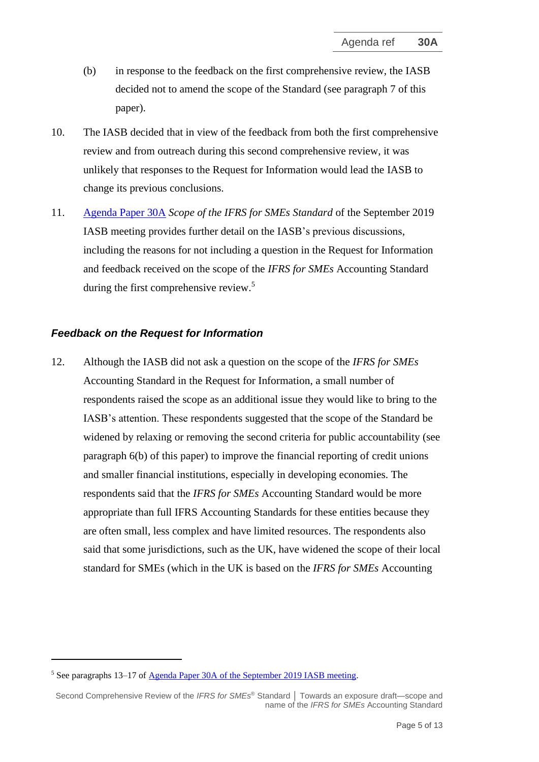(b) in response to the feedback on the first comprehensive review, the IASB decided not to amend the scope of the Standard (see paragraph 7 of this paper).

10. The IASB decided that in view of the feedback from both the first comprehensive review and from outreach during this second comprehensive review, it was unlikely that responses to the Request for Information would lead the IASB to change its previous conclusions.

11. Agenda Paper 30A *Scope of the IFRS for SMEs Standard* of the September 2019 IASB meeting provides further detail on the IASB's previous discussions, including the reasons for not including a question in the Request for Information and feedback received on the scope of the *IFRS for SMEs* Accounting Standard during the first comprehensive review.[5]

### *Feedback on the Request for Information*

12. Although the IASB did not ask a question on the scope of the *IFRS for SMEs* Accounting Standard in the Request for Information, a small number of respondents raised the scope as an additional issue they would like to bring to the IASB's attention. These respondents suggested that the scope of the Standard be widened by relaxing or removing the second criteria for public accountability (see paragraph 6(b) of this paper) to improve the financial reporting of credit unions and smaller financial institutions, especially in developing economies. The respondents said that the *IFRS for SMEs* Accounting Standard would be more appropriate than full IFRS Accounting Standards for these entities because they are often small, less complex and have limited resources. The respondents also said that some jurisdictions, such as the UK, have widened the scope of their local standard for SMEs (which in the UK is based on the *IFRS for SMEs* Accounting

---

[5] See paragraphs 13–17 of Agenda Paper 30A of the September 2019 IASB meeting.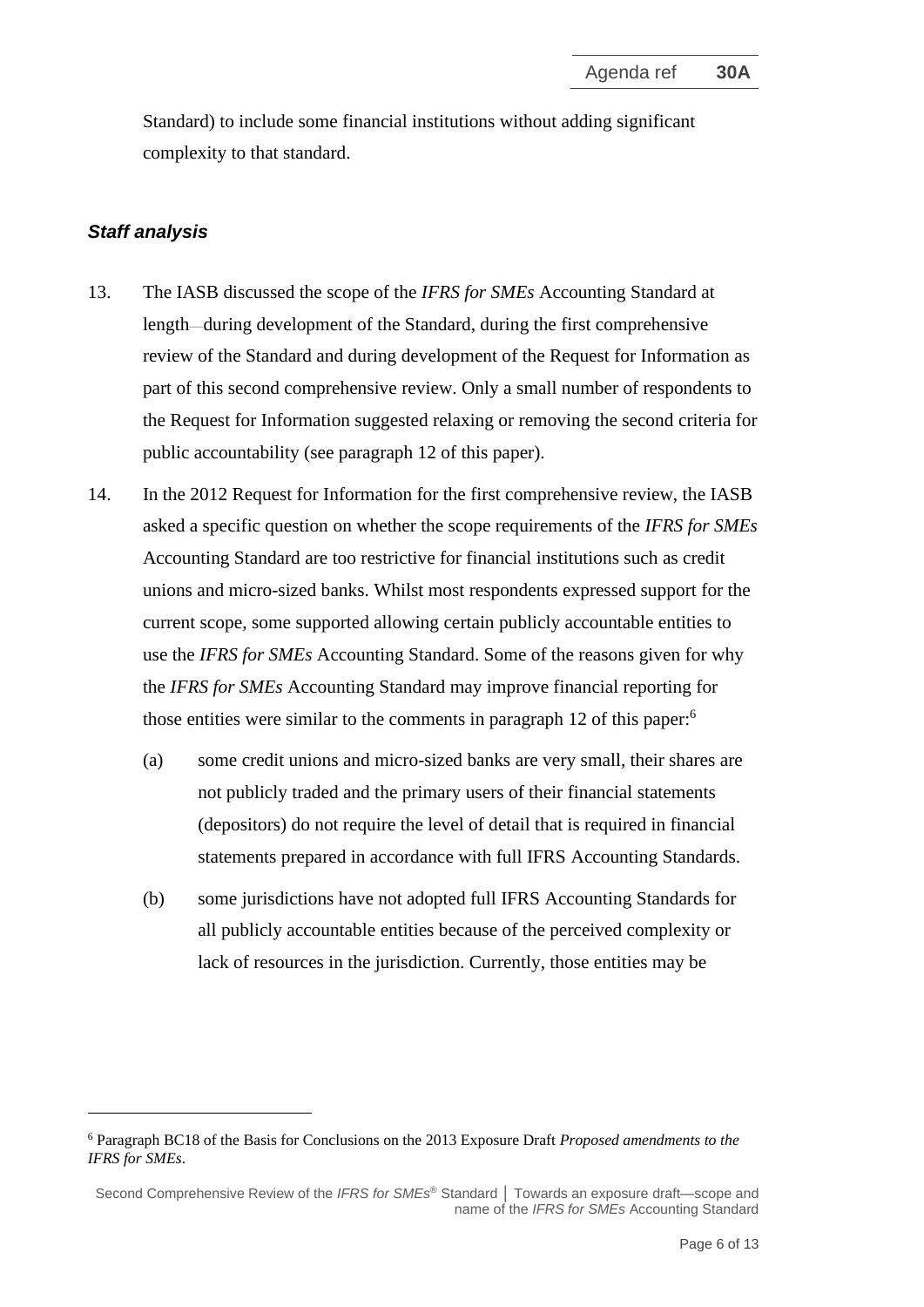Standard) to include some financial institutions without adding significant complexity to that standard.

### *Staff analysis*

13. The IASB discussed the scope of the *IFRS for SMEs* Accounting Standard at length—during development of the Standard, during the first comprehensive review of the Standard and during development of the Request for Information as part of this second comprehensive review. Only a small number of respondents to the Request for Information suggested relaxing or removing the second criteria for public accountability (see paragraph 12 of this paper).

14. In the 2012 Request for Information for the first comprehensive review, the IASB asked a specific question on whether the scope requirements of the *IFRS for SMEs* Accounting Standard are too restrictive for financial institutions such as credit unions and micro-sized banks. Whilst most respondents expressed support for the current scope, some supported allowing certain publicly accountable entities to use the *IFRS for SMEs* Accounting Standard. Some of the reasons given for why the *IFRS for SMEs* Accounting Standard may improve financial reporting for those entities were similar to the comments in paragraph 12 of this paper:[6]

    (a) some credit unions and micro-sized banks are very small, their shares are not publicly traded and the primary users of their financial statements (depositors) do not require the level of detail that is required in financial statements prepared in accordance with full IFRS Accounting Standards.

    (b) some jurisdictions have not adopted full IFRS Accounting Standards for all publicly accountable entities because of the perceived complexity or lack of resources in the jurisdiction. Currently, those entities may be

---

[6] Paragraph BC18 of the Basis for Conclusions on the 2013 Exposure Draft *Proposed amendments to the IFRS for SMEs*.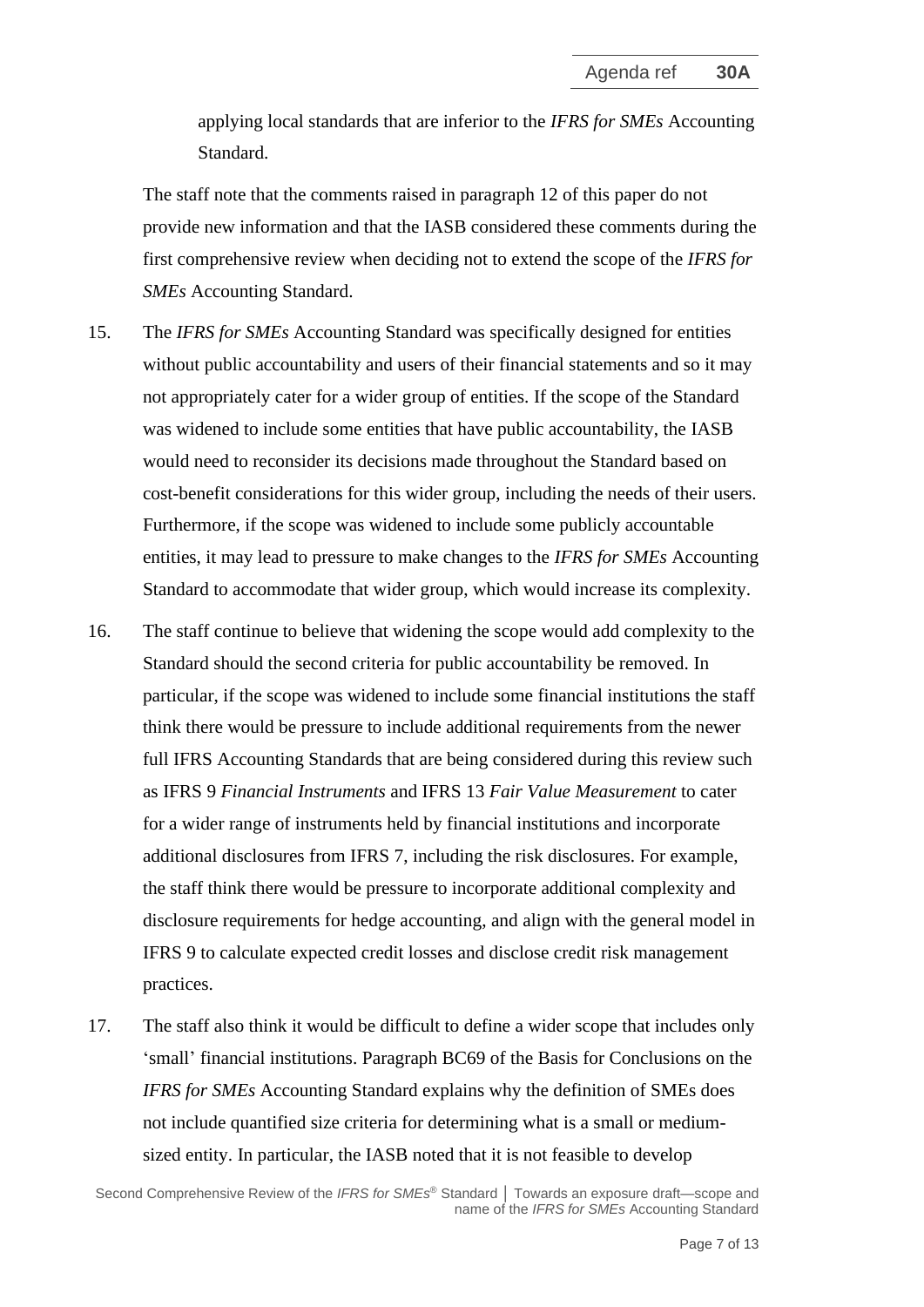applying local standards that are inferior to the *IFRS for SMEs* Accounting Standard.

The staff note that the comments raised in paragraph 12 of this paper do not provide new information and that the IASB considered these comments during the first comprehensive review when deciding not to extend the scope of the *IFRS for SMEs* Accounting Standard.

15. The *IFRS for SMEs* Accounting Standard was specifically designed for entities without public accountability and users of their financial statements and so it may not appropriately cater for a wider group of entities. If the scope of the Standard was widened to include some entities that have public accountability, the IASB would need to reconsider its decisions made throughout the Standard based on cost-benefit considerations for this wider group, including the needs of their users. Furthermore, if the scope was widened to include some publicly accountable entities, it may lead to pressure to make changes to the *IFRS for SMEs* Accounting Standard to accommodate that wider group, which would increase its complexity.

16. The staff continue to believe that widening the scope would add complexity to the Standard should the second criteria for public accountability be removed. In particular, if the scope was widened to include some financial institutions the staff think there would be pressure to include additional requirements from the newer full IFRS Accounting Standards that are being considered during this review such as IFRS 9 *Financial Instruments* and IFRS 13 *Fair Value Measurement* to cater for a wider range of instruments held by financial institutions and incorporate additional disclosures from IFRS 7, including the risk disclosures. For example, the staff think there would be pressure to incorporate additional complexity and disclosure requirements for hedge accounting, and align with the general model in IFRS 9 to calculate expected credit losses and disclose credit risk management practices.

17. The staff also think it would be difficult to define a wider scope that includes only 'small' financial institutions. Paragraph BC69 of the Basis for Conclusions on the *IFRS for SMEs* Accounting Standard explains why the definition of SMEs does not include quantified size criteria for determining what is a small or medium-sized entity. In particular, the IASB noted that it is not feasible to develop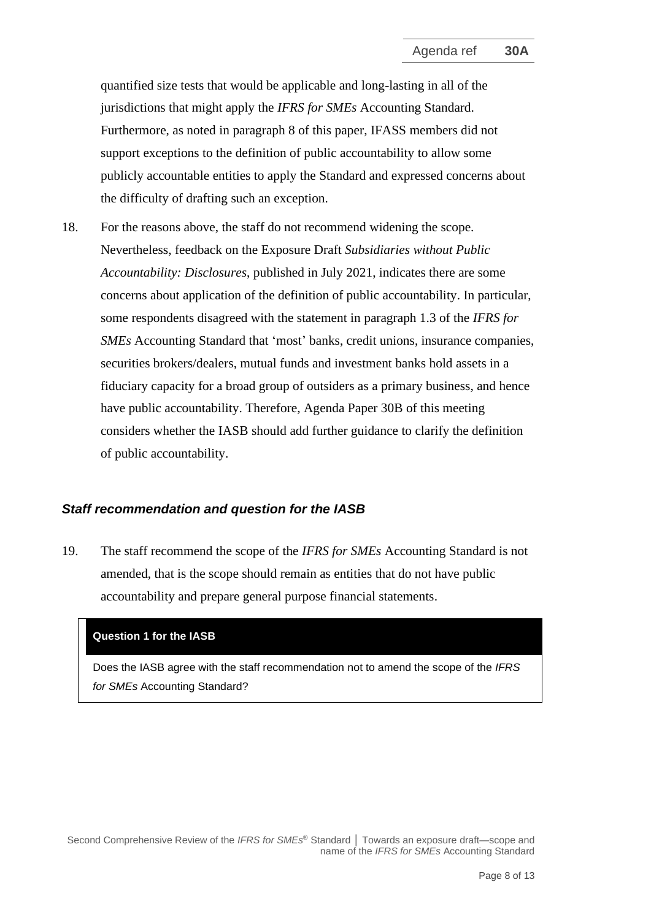quantified size tests that would be applicable and long-lasting in all of the jurisdictions that might apply the *IFRS for SMEs* Accounting Standard. Furthermore, as noted in paragraph 8 of this paper, IFASS members did not support exceptions to the definition of public accountability to allow some publicly accountable entities to apply the Standard and expressed concerns about the difficulty of drafting such an exception.

18. For the reasons above, the staff do not recommend widening the scope. Nevertheless, feedback on the Exposure Draft *Subsidiaries without Public Accountability: Disclosures*, published in July 2021, indicates there are some concerns about application of the definition of public accountability. In particular, some respondents disagreed with the statement in paragraph 1.3 of the *IFRS for SMEs* Accounting Standard that 'most' banks, credit unions, insurance companies, securities brokers/dealers, mutual funds and investment banks hold assets in a fiduciary capacity for a broad group of outsiders as a primary business, and hence have public accountability. Therefore, Agenda Paper 30B of this meeting considers whether the IASB should add further guidance to clarify the definition of public accountability.

### *Staff recommendation and question for the IASB*

19. The staff recommend the scope of the *IFRS for SMEs* Accounting Standard is not amended, that is the scope should remain as entities that do not have public accountability and prepare general purpose financial statements.

**Question 1 for the IASB**

Does the IASB agree with the staff recommendation not to amend the scope of the *IFRS for SMEs* Accounting Standard?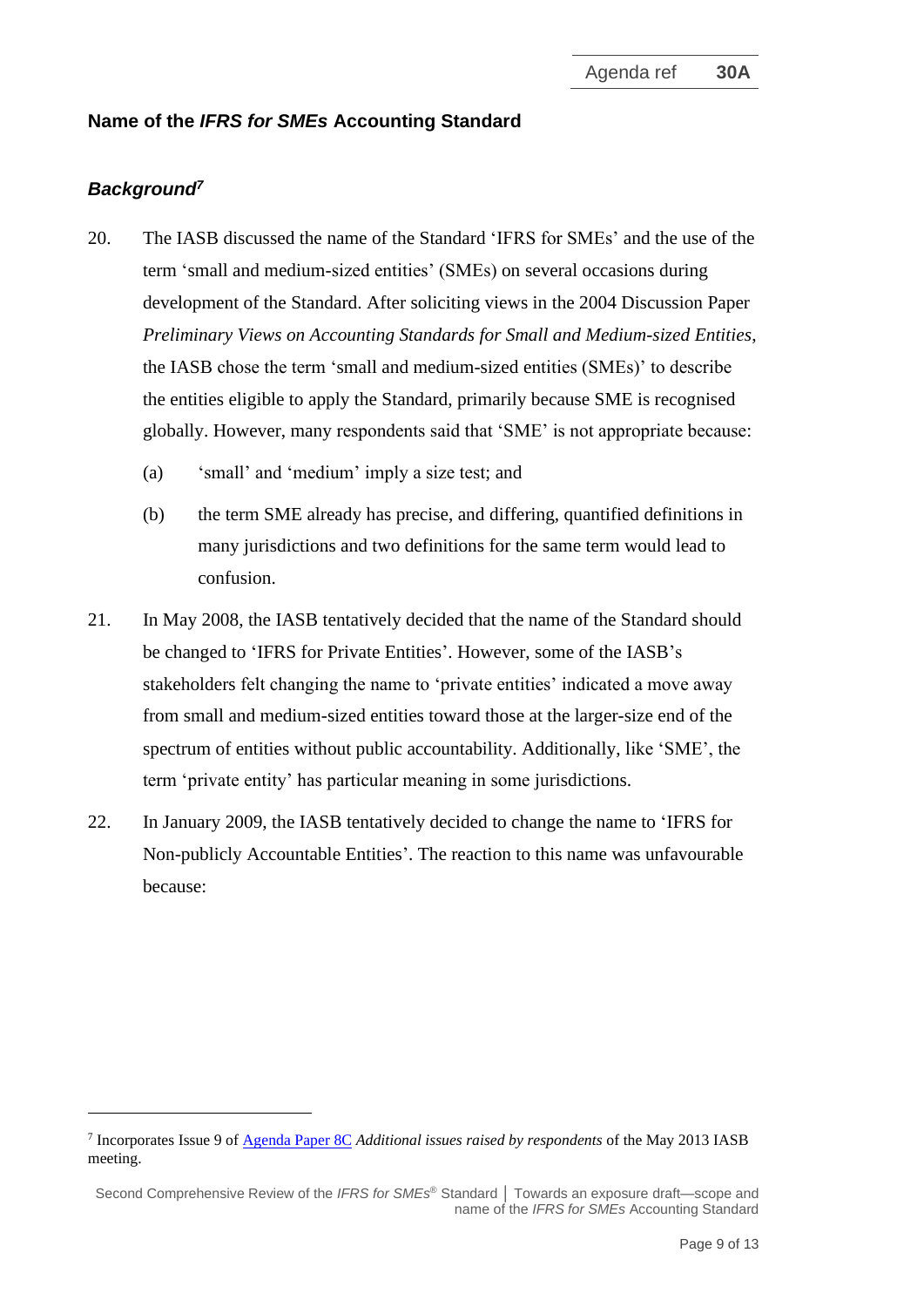## Name of the *IFRS for SMEs* Accounting Standard

### *Background*[7]

20. The IASB discussed the name of the Standard 'IFRS for SMEs' and the use of the term 'small and medium-sized entities' (SMEs) on several occasions during development of the Standard. After soliciting views in the 2004 Discussion Paper *Preliminary Views on Accounting Standards for Small and Medium-sized Entities*, the IASB chose the term 'small and medium-sized entities (SMEs)' to describe the entities eligible to apply the Standard, primarily because SME is recognised globally. However, many respondents said that 'SME' is not appropriate because:

    (a) 'small' and 'medium' imply a size test; and

    (b) the term SME already has precise, and differing, quantified definitions in many jurisdictions and two definitions for the same term would lead to confusion.

21. In May 2008, the IASB tentatively decided that the name of the Standard should be changed to 'IFRS for Private Entities'. However, some of the IASB's stakeholders felt changing the name to 'private entities' indicated a move away from small and medium-sized entities toward those at the larger-size end of the spectrum of entities without public accountability. Additionally, like 'SME', the term 'private entity' has particular meaning in some jurisdictions.

22. In January 2009, the IASB tentatively decided to change the name to 'IFRS for Non-publicly Accountable Entities'. The reaction to this name was unfavourable because:

---

[7] Incorporates Issue 9 of Agenda Paper 8C *Additional issues raised by respondents* of the May 2013 IASB meeting.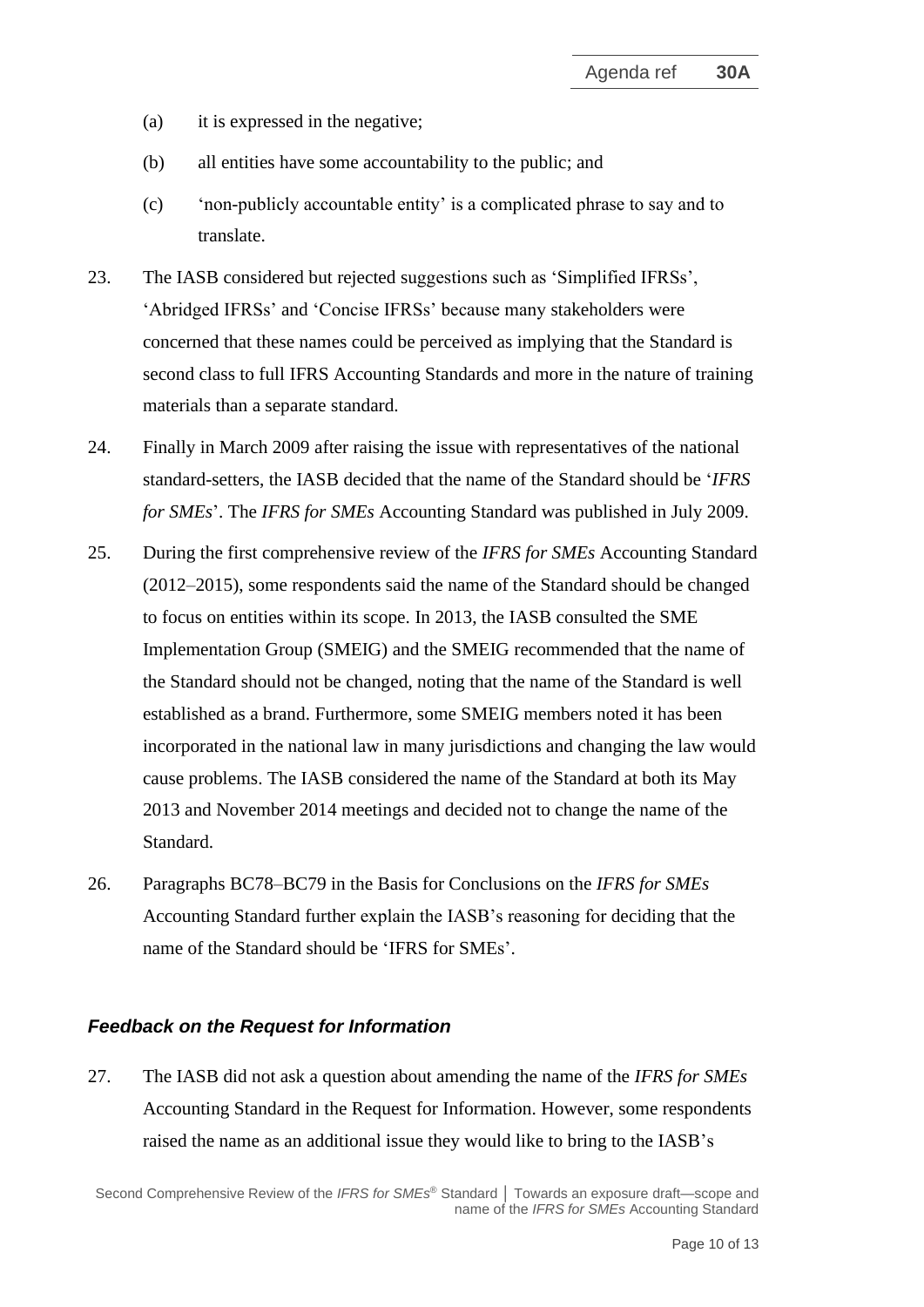(a) it is expressed in the negative;

(b) all entities have some accountability to the public; and

(c) 'non-publicly accountable entity' is a complicated phrase to say and to translate.

23. The IASB considered but rejected suggestions such as 'Simplified IFRSs', 'Abridged IFRSs' and 'Concise IFRSs' because many stakeholders were concerned that these names could be perceived as implying that the Standard is second class to full IFRS Accounting Standards and more in the nature of training materials than a separate standard.

24. Finally in March 2009 after raising the issue with representatives of the national standard-setters, the IASB decided that the name of the Standard should be '*IFRS for SMEs*'. The *IFRS for SMEs* Accounting Standard was published in July 2009.

25. During the first comprehensive review of the *IFRS for SMEs* Accounting Standard (2012–2015), some respondents said the name of the Standard should be changed to focus on entities within its scope. In 2013, the IASB consulted the SME Implementation Group (SMEIG) and the SMEIG recommended that the name of the Standard should not be changed, noting that the name of the Standard is well established as a brand. Furthermore, some SMEIG members noted it has been incorporated in the national law in many jurisdictions and changing the law would cause problems. The IASB considered the name of the Standard at both its May 2013 and November 2014 meetings and decided not to change the name of the Standard.

26. Paragraphs BC78–BC79 in the Basis for Conclusions on the *IFRS for SMEs* Accounting Standard further explain the IASB's reasoning for deciding that the name of the Standard should be 'IFRS for SMEs'.

### *Feedback on the Request for Information*

27. The IASB did not ask a question about amending the name of the *IFRS for SMEs* Accounting Standard in the Request for Information. However, some respondents raised the name as an additional issue they would like to bring to the IASB's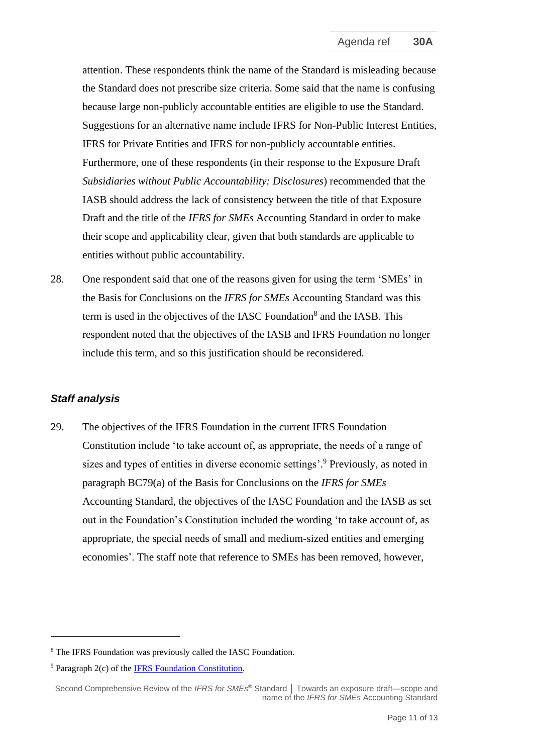attention. These respondents think the name of the Standard is misleading because the Standard does not prescribe size criteria. Some said that the name is confusing because large non-publicly accountable entities are eligible to use the Standard. Suggestions for an alternative name include IFRS for Non-Public Interest Entities, IFRS for Private Entities and IFRS for non-publicly accountable entities. Furthermore, one of these respondents (in their response to the Exposure Draft *Subsidiaries without Public Accountability: Disclosures*) recommended that the IASB should address the lack of consistency between the title of that Exposure Draft and the title of the *IFRS for SMEs* Accounting Standard in order to make their scope and applicability clear, given that both standards are applicable to entities without public accountability.

28. One respondent said that one of the reasons given for using the term 'SMEs' in the Basis for Conclusions on the *IFRS for SMEs* Accounting Standard was this term is used in the objectives of the IASC Foundation[8] and the IASB. This respondent noted that the objectives of the IASB and IFRS Foundation no longer include this term, and so this justification should be reconsidered.

### *Staff analysis*

29. The objectives of the IFRS Foundation in the current IFRS Foundation Constitution include 'to take account of, as appropriate, the needs of a range of sizes and types of entities in diverse economic settings'.[9] Previously, as noted in paragraph BC79(a) of the Basis for Conclusions on the *IFRS for SMEs* Accounting Standard, the objectives of the IASC Foundation and the IASB as set out in the Foundation's Constitution included the wording 'to take account of, as appropriate, the special needs of small and medium-sized entities and emerging economies'. The staff note that reference to SMEs has been removed, however,

---

[8] The IFRS Foundation was previously called the IASC Foundation.

[9] Paragraph 2(c) of the [IFRS Foundation Constitution](IFRS Foundation Constitution).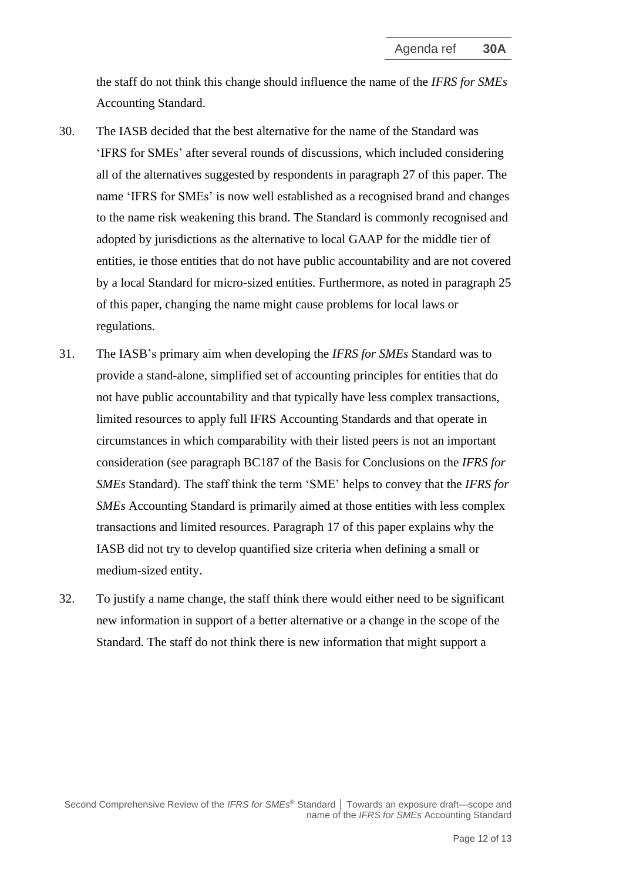the staff do not think this change should influence the name of the *IFRS for SMEs* Accounting Standard.

30. The IASB decided that the best alternative for the name of the Standard was 'IFRS for SMEs' after several rounds of discussions, which included considering all of the alternatives suggested by respondents in paragraph 27 of this paper. The name 'IFRS for SMEs' is now well established as a recognised brand and changes to the name risk weakening this brand. The Standard is commonly recognised and adopted by jurisdictions as the alternative to local GAAP for the middle tier of entities, ie those entities that do not have public accountability and are not covered by a local Standard for micro-sized entities. Furthermore, as noted in paragraph 25 of this paper, changing the name might cause problems for local laws or regulations.

31. The IASB's primary aim when developing the *IFRS for SMEs* Standard was to provide a stand-alone, simplified set of accounting principles for entities that do not have public accountability and that typically have less complex transactions, limited resources to apply full IFRS Accounting Standards and that operate in circumstances in which comparability with their listed peers is not an important consideration (see paragraph BC187 of the Basis for Conclusions on the *IFRS for SMEs* Standard). The staff think the term 'SME' helps to convey that the *IFRS for SMEs* Accounting Standard is primarily aimed at those entities with less complex transactions and limited resources. Paragraph 17 of this paper explains why the IASB did not try to develop quantified size criteria when defining a small or medium-sized entity.

32. To justify a name change, the staff think there would either need to be significant new information in support of a better alternative or a change in the scope of the Standard. The staff do not think there is new information that might support a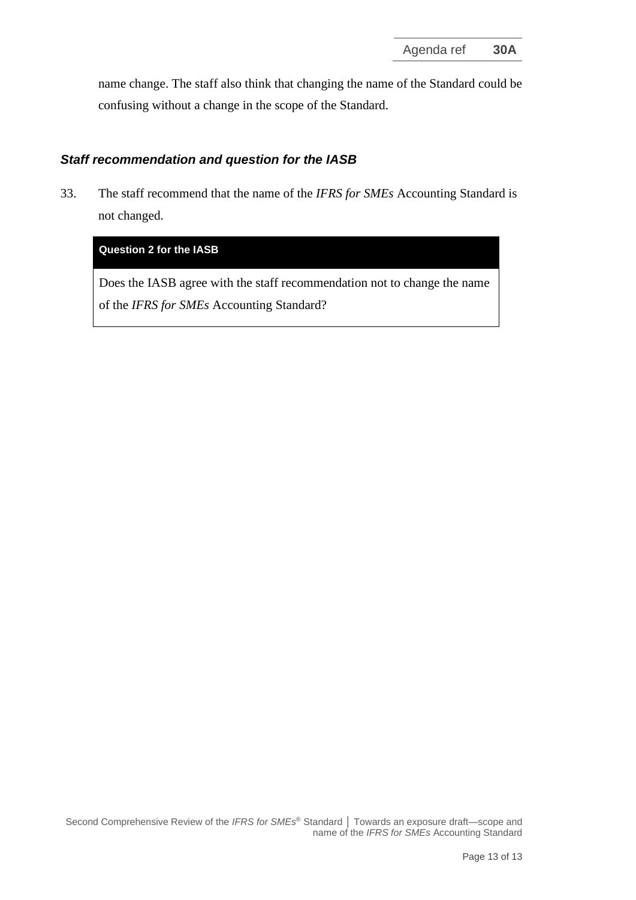name change. The staff also think that changing the name of the Standard could be confusing without a change in the scope of the Standard.

### *Staff recommendation and question for the IASB*

33. The staff recommend that the name of the *IFRS for SMEs* Accounting Standard is not changed.

| **Question 2 for the IASB** |
|---|
| Does the IASB agree with the staff recommendation not to change the name of the *IFRS for SMEs* Accounting Standard? |